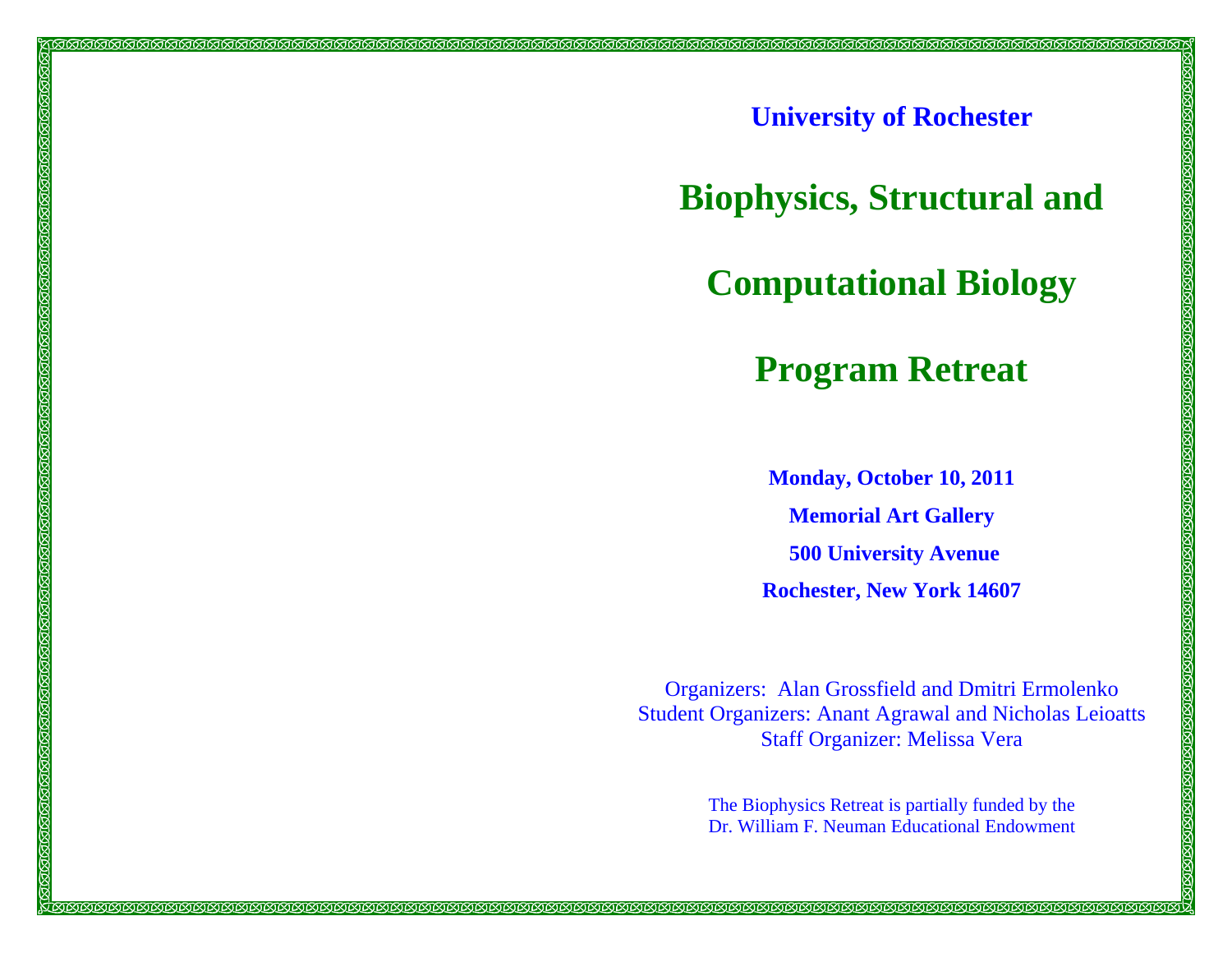**University of Rochester**

# Biophysics, Structural and Computational Biology Program Retreat

**Monday, October 10, 2011**

**Memorial Art Gallery**

**500 University Avenue**

**Rochester, New York 14607**

Organizers: Alan Grossfield and Dmitri Ermolenko
Student Organizers: Anant Agrawal and Nicholas Leioatts
Staff Organizer: Melissa Vera

The Biophysics Retreat is partially funded by the
Dr. William F. Neuman Educational Endowment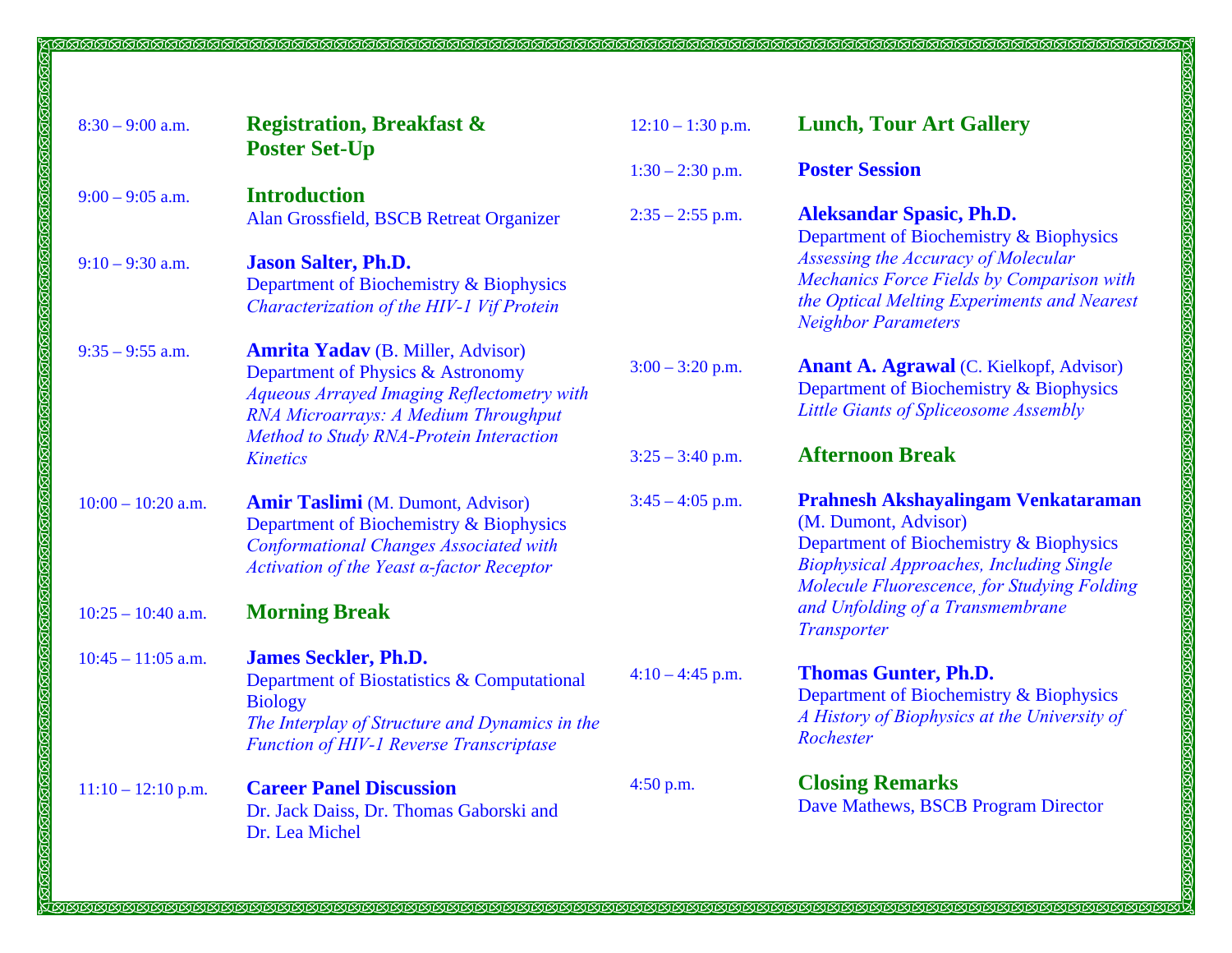8:30 – 9:00 a.m. **Registration, Breakfast & Poster Set-Up**

9:00 – 9:05 a.m. **Introduction**
Alan Grossfield, BSCB Retreat Organizer

9:10 – 9:30 a.m. **Jason Salter, Ph.D.**
Department of Biochemistry & Biophysics
*Characterization of the HIV-1 Vif Protein*

9:35 – 9:55 a.m. **Amrita Yadav** (B. Miller, Advisor)
Department of Physics & Astronomy
*Aqueous Arrayed Imaging Reflectometry with RNA Microarrays: A Medium Throughput Method to Study RNA-Protein Interaction Kinetics*

10:00 – 10:20 a.m. **Amir Taslimi** (M. Dumont, Advisor)
Department of Biochemistry & Biophysics
*Conformational Changes Associated with Activation of the Yeast α-factor Receptor*

10:25 – 10:40 a.m. **Morning Break**

10:45 – 11:05 a.m. **James Seckler, Ph.D.**
Department of Biostatistics & Computational Biology
*The Interplay of Structure and Dynamics in the Function of HIV-1 Reverse Transcriptase*

11:10 – 12:10 p.m. **Career Panel Discussion**
Dr. Jack Daiss, Dr. Thomas Gaborski and Dr. Lea Michel

12:10 – 1:30 p.m. **Lunch, Tour Art Gallery**

1:30 – 2:30 p.m. **Poster Session**

2:35 – 2:55 p.m. **Aleksandar Spasic, Ph.D.**
Department of Biochemistry & Biophysics
*Assessing the Accuracy of Molecular Mechanics Force Fields by Comparison with the Optical Melting Experiments and Nearest Neighbor Parameters*

3:00 – 3:20 p.m. **Anant A. Agrawal** (C. Kielkopf, Advisor)
Department of Biochemistry & Biophysics
*Little Giants of Spliceosome Assembly*

3:25 – 3:40 p.m. **Afternoon Break**

3:45 – 4:05 p.m. **Prahnesh Akshayalingam Venkataraman** (M. Dumont, Advisor)
Department of Biochemistry & Biophysics
*Biophysical Approaches, Including Single Molecule Fluorescence, for Studying Folding and Unfolding of a Transmembrane Transporter*

4:10 – 4:45 p.m. **Thomas Gunter, Ph.D.**
Department of Biochemistry & Biophysics
*A History of Biophysics at the University of Rochester*

4:50 p.m. **Closing Remarks**
Dave Mathews, BSCB Program Director